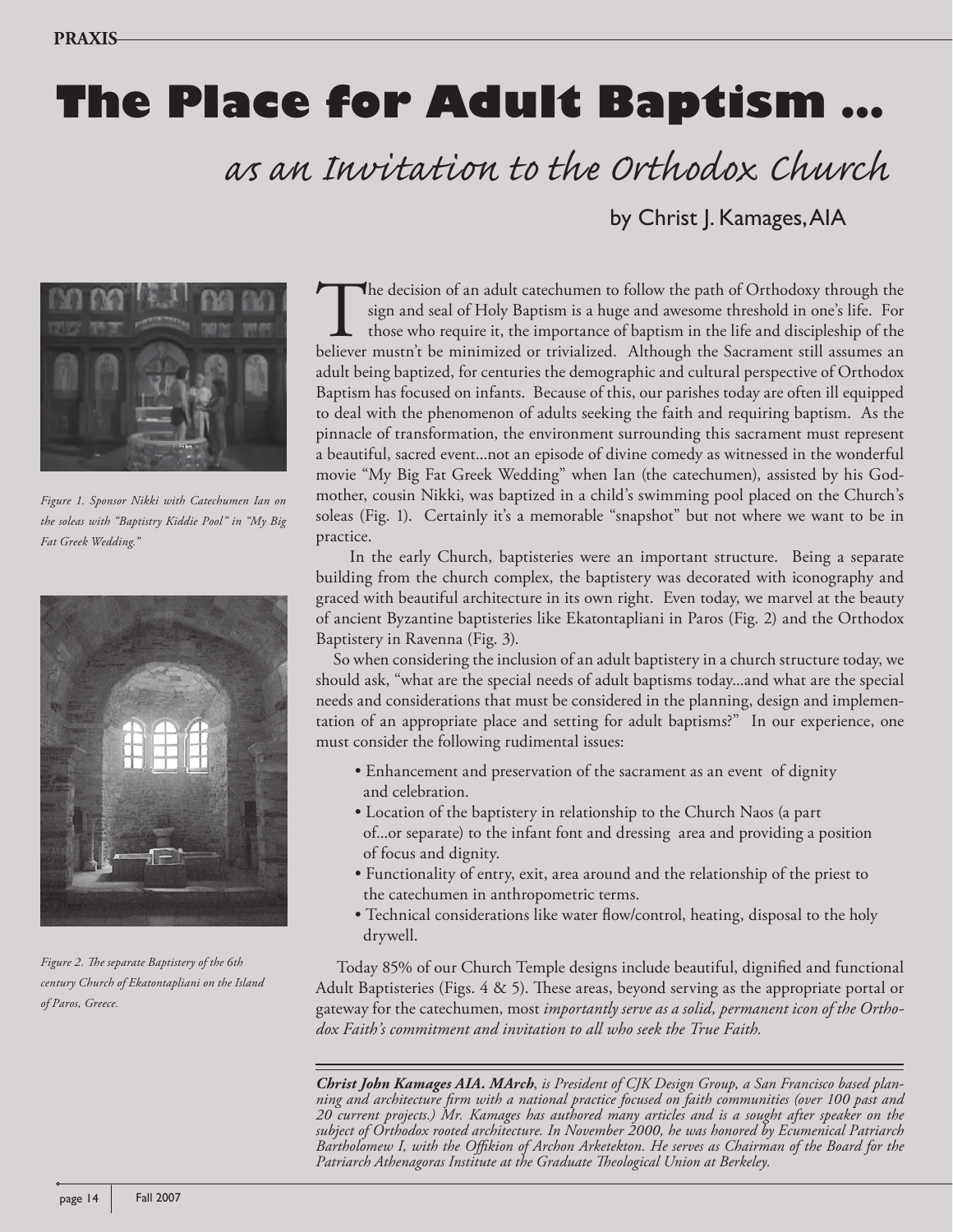# The Place for Adult Baptism ...

## as an Invitation to the Orthodox Church

by Christ J. Kamages, AIA

*Figure 1. Sponsor Nikki with Catechumen Ian on the soleas with "Baptistry Kiddie Pool" in "My Big Fat Greek Wedding."*

*Figure 2. The separate Baptistery of the 6th century Church of Ekatontapliani on the Island of Paros, Greece.*

The decision of an adult catechumen to follow the path of Orthodoxy through the sign and seal of Holy Baptism is a huge and awesome threshold in one's life. For those who require it, the importance of baptism in the life and discipleship of the believer mustn't be minimized or trivialized. Although the Sacrament still assumes an adult being baptized, for centuries the demographic and cultural perspective of Orthodox Baptism has focused on infants. Because of this, our parishes today are often ill equipped to deal with the phenomenon of adults seeking the faith and requiring baptism. As the pinnacle of transformation, the environment surrounding this sacrament must represent a beautiful, sacred event...not an episode of divine comedy as witnessed in the wonderful movie "My Big Fat Greek Wedding" when Ian (the catechumen), assisted by his God-mother, cousin Nikki, was baptized in a child's swimming pool placed on the Church's soleas (Fig. 1). Certainly it's a memorable "snapshot" but not where we want to be in practice.

In the early Church, baptisteries were an important structure. Being a separate building from the church complex, the baptistery was decorated with iconography and graced with beautiful architecture in its own right. Even today, we marvel at the beauty of ancient Byzantine baptisteries like Ekatontapliani in Paros (Fig. 2) and the Orthodox Baptistery in Ravenna (Fig. 3).

So when considering the inclusion of an adult baptistery in a church structure today, we should ask, "what are the special needs of adult baptisms today...and what are the special needs and considerations that must be considered in the planning, design and implementation of an appropriate place and setting for adult baptisms?" In our experience, one must consider the following rudimental issues:

- Enhancement and preservation of the sacrament as an event of dignity and celebration.
- Location of the baptistery in relationship to the Church Naos (a part of...or separate) to the infant font and dressing area and providing a position of focus and dignity.
- Functionality of entry, exit, area around and the relationship of the priest to the catechumen in anthropometric terms.
- Technical considerations like water flow/control, heating, disposal to the holy drywell.

Today 85% of our Church Temple designs include beautiful, dignified and functional Adult Baptisteries (Figs. 4 & 5). These areas, beyond serving as the appropriate portal or gateway for the catechumen, most *importantly serve as a solid, permanent icon of the Orthodox Faith's commitment and invitation to all who seek the True Faith.*

***Christ John Kamages AIA. MArch**, is President of CJK Design Group, a San Francisco based planning and architecture firm with a national practice focused on faith communities (over 100 past and 20 current projects.) Mr. Kamages has authored many articles and is a sought after speaker on the subject of Orthodox rooted architecture. In November 2000, he was honored by Ecumenical Patriarch Bartholomew I, with the Offikion of Archon Arketekton. He serves as Chairman of the Board for the Patriarch Athenagoras Institute at the Graduate Theological Union at Berkeley.*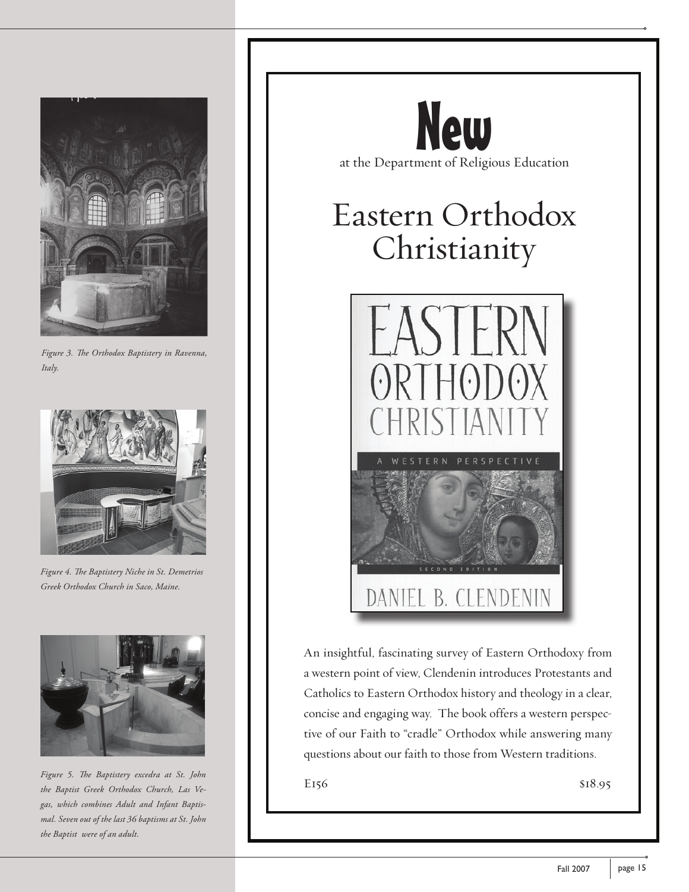*Figure 3. The Orthodox Baptistery in Ravenna, Italy.*

*Figure 4. The Baptistery Niche in St. Demetrios Greek Orthodox Church in Saco, Maine.*

*Figure 5. The Baptistery excedra at St. John the Baptist Greek Orthodox Church, Las Vegas, which combines Adult and Infant Baptismal. Seven out of the last 36 baptisms at St. John the Baptist were of an adult.*

# New

at the Department of Religious Education

## Eastern Orthodox Christianity

An insightful, fascinating survey of Eastern Orthodoxy from a western point of view, Clendenin introduces Protestants and Catholics to Eastern Orthodox history and theology in a clear, concise and engaging way. The book offers a western perspective of our Faith to "cradle" Orthodox while answering many questions about our faith to those from Western traditions.

E156 $18.95